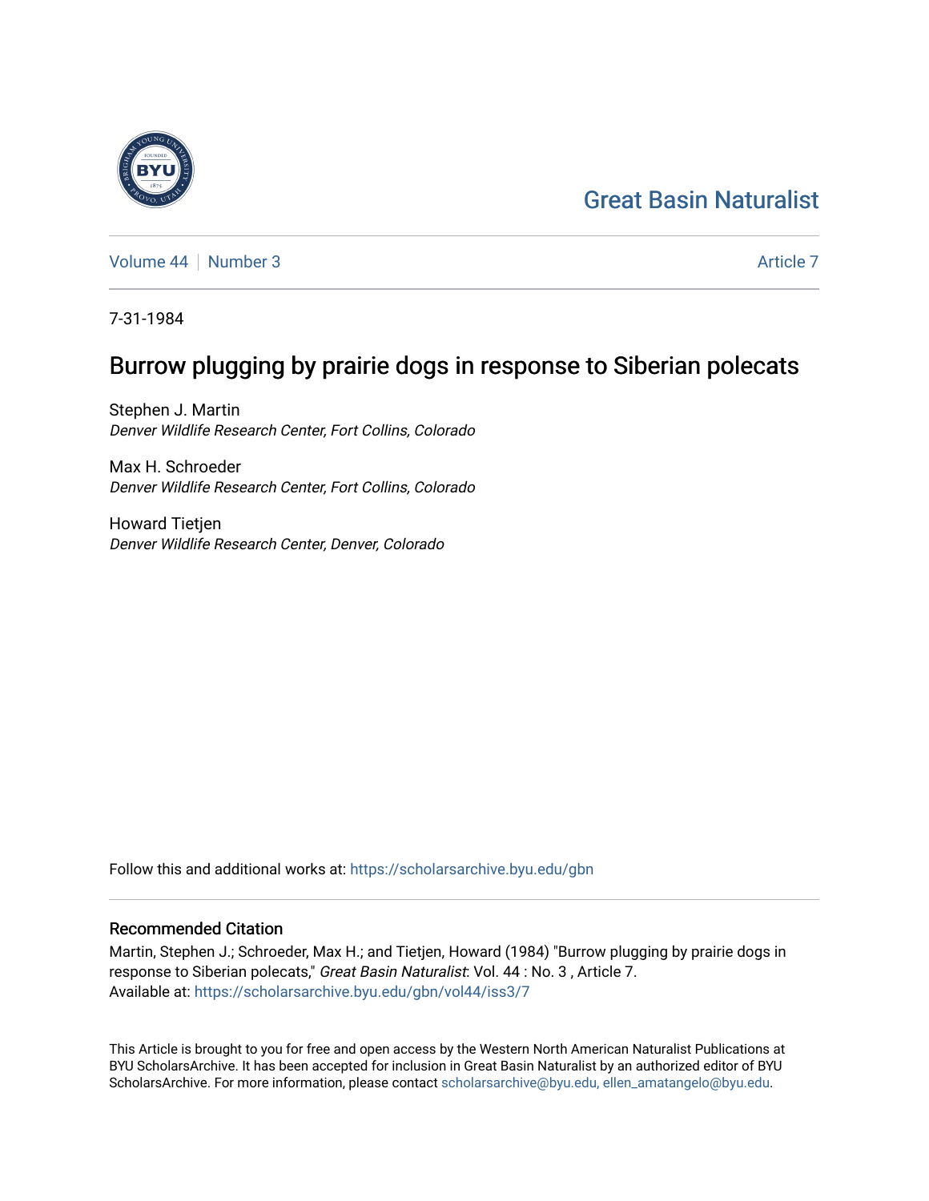# Great Basin Naturalist

Volume 44 | Number 3 Article 7

7-31-1984

## Burrow plugging by prairie dogs in response to Siberian polecats

Stephen J. Martin
*Denver Wildlife Research Center, Fort Collins, Colorado*

Max H. Schroeder
*Denver Wildlife Research Center, Fort Collins, Colorado*

Howard Tietjen
*Denver Wildlife Research Center, Denver, Colorado*

Follow this and additional works at: https://scholarsarchive.byu.edu/gbn

### Recommended Citation

Martin, Stephen J.; Schroeder, Max H.; and Tietjen, Howard (1984) "Burrow plugging by prairie dogs in response to Siberian polecats," *Great Basin Naturalist*: Vol. 44 : No. 3 , Article 7.
Available at: https://scholarsarchive.byu.edu/gbn/vol44/iss3/7

This Article is brought to you for free and open access by the Western North American Naturalist Publications at BYU ScholarsArchive. It has been accepted for inclusion in Great Basin Naturalist by an authorized editor of BYU ScholarsArchive. For more information, please contact scholarsarchive@byu.edu, ellen_amatangelo@byu.edu.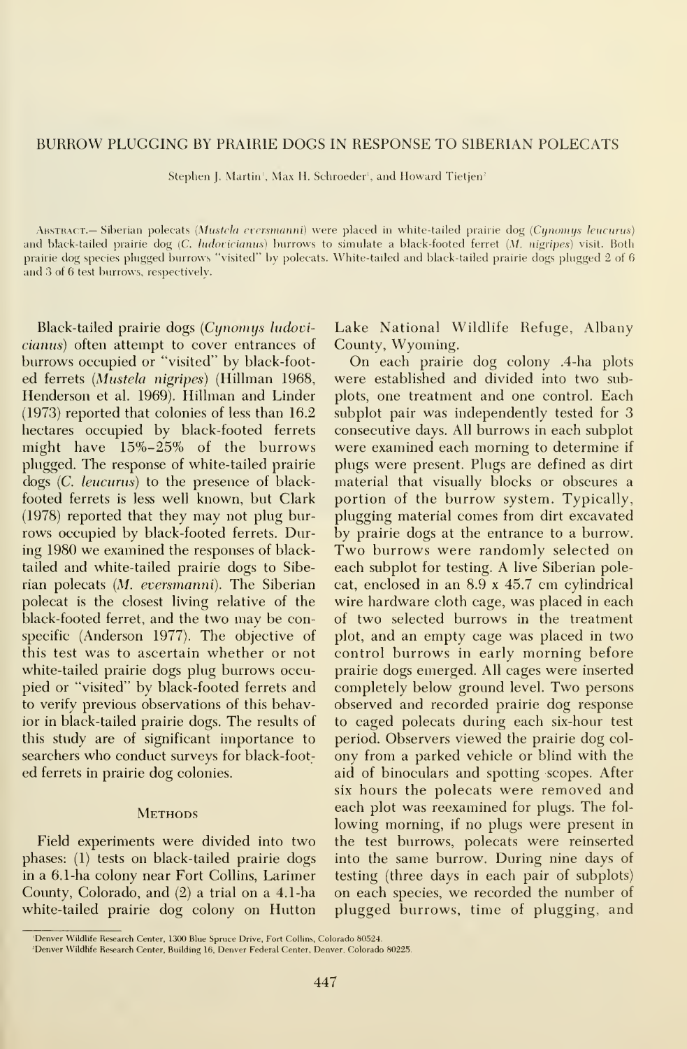# BURROW PLUGGING BY PRAIRIE DOGS IN RESPONSE TO SIBERIAN POLECATS

Stephen J. Martin[1], Max H. Schroeder[1], and Howard Tietjen[2]

ABSTRACT.— Siberian polecats (*Mustela eversmanni*) were placed in white-tailed prairie dog (*Cynomys leucurus*) and black-tailed prairie dog (*C. ludovicianus*) burrows to simulate a black-footed ferret (*M. nigripes*) visit. Both prairie dog species plugged burrows "visited" by polecats. White-tailed and black-tailed prairie dogs plugged 2 of 6 and 3 of 6 test burrows, respectively.

Black-tailed prairie dogs (*Cynomys ludovicianus*) often attempt to cover entrances of burrows occupied or "visited" by black-footed ferrets (*Mustela nigripes*) (Hillman 1968, Henderson et al. 1969). Hillman and Linder (1973) reported that colonies of less than 16.2 hectares occupied by black-footed ferrets might have 15%–25% of the burrows plugged. The response of white-tailed prairie dogs (*C. leucurus*) to the presence of black-footed ferrets is less well known, but Clark (1978) reported that they may not plug burrows occupied by black-footed ferrets. During 1980 we examined the responses of black-tailed and white-tailed prairie dogs to Siberian polecats (*M. eversmanni*). The Siberian polecat is the closest living relative of the black-footed ferret, and the two may be conspecific (Anderson 1977). The objective of this test was to ascertain whether or not white-tailed prairie dogs plug burrows occupied or "visited" by black-footed ferrets and to verify previous observations of this behavior in black-tailed prairie dogs. The results of this study are of significant importance to searchers who conduct surveys for black-footed ferrets in prairie dog colonies.

## METHODS

Field experiments were divided into two phases: (1) tests on black-tailed prairie dogs in a 6.1-ha colony near Fort Collins, Larimer County, Colorado, and (2) a trial on a 4.1-ha white-tailed prairie dog colony on Hutton Lake National Wildlife Refuge, Albany County, Wyoming.

On each prairie dog colony .4-ha plots were established and divided into two subplots, one treatment and one control. Each subplot pair was independently tested for 3 consecutive days. All burrows in each subplot were examined each morning to determine if plugs were present. Plugs are defined as dirt material that visually blocks or obscures a portion of the burrow system. Typically, plugging material comes from dirt excavated by prairie dogs at the entrance to a burrow. Two burrows were randomly selected on each subplot for testing. A live Siberian polecat, enclosed in an 8.9 x 45.7 cm cylindrical wire hardware cloth cage, was placed in each of two selected burrows in the treatment plot, and an empty cage was placed in two control burrows in early morning before prairie dogs emerged. All cages were inserted completely below ground level. Two persons observed and recorded prairie dog response to caged polecats during each six-hour test period. Observers viewed the prairie dog colony from a parked vehicle or blind with the aid of binoculars and spotting scopes. After six hours the polecats were removed and each plot was reexamined for plugs. The following morning, if no plugs were present in the test burrows, polecats were reinserted into the same burrow. During nine days of testing (three days in each pair of subplots) on each species, we recorded the number of plugged burrows, time of plugging, and

[1] Denver Wildlife Research Center, 1300 Blue Spruce Drive, Fort Collins, Colorado 80524.

[2] Denver Wildlife Research Center, Building 16, Denver Federal Center, Denver, Colorado 80225.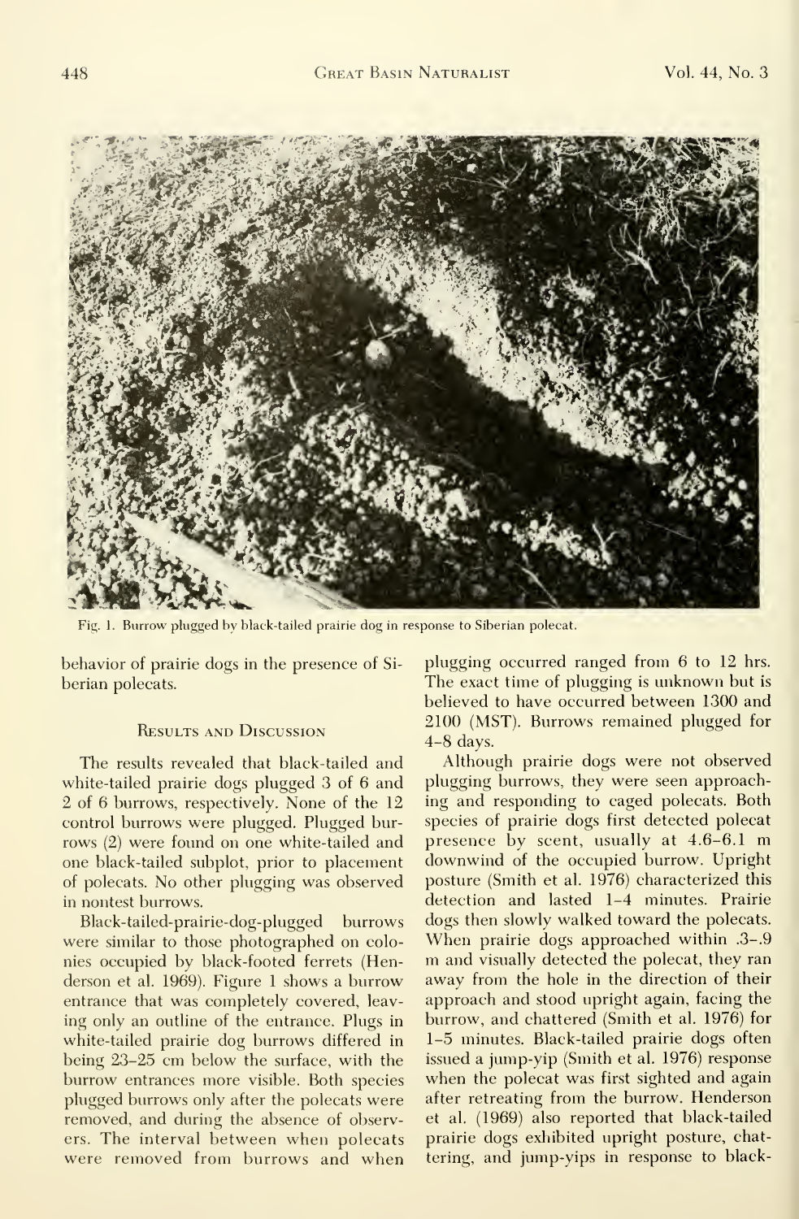Fig. 1. Burrow plugged by black-tailed prairie dog in response to Siberian polecat.

behavior of prairie dogs in the presence of Siberian polecats.

## Results and Discussion

The results revealed that black-tailed and white-tailed prairie dogs plugged 3 of 6 and 2 of 6 burrows, respectively. None of the 12 control burrows were plugged. Plugged burrows (2) were found on one white-tailed and one black-tailed subplot, prior to placement of polecats. No other plugging was observed in nontest burrows.

Black-tailed-prairie-dog-plugged burrows were similar to those photographed on colonies occupied by black-footed ferrets (Henderson et al. 1969). Figure 1 shows a burrow entrance that was completely covered, leaving only an outline of the entrance. Plugs in white-tailed prairie dog burrows differed in being 23–25 cm below the surface, with the burrow entrances more visible. Both species plugged burrows only after the polecats were removed, and during the absence of observers. The interval between when polecats were removed from burrows and when plugging occurred ranged from 6 to 12 hrs. The exact time of plugging is unknown but is believed to have occurred between 1300 and 2100 (MST). Burrows remained plugged for 4–8 days.

Although prairie dogs were not observed plugging burrows, they were seen approaching and responding to caged polecats. Both species of prairie dogs first detected polecat presence by scent, usually at 4.6–6.1 m downwind of the occupied burrow. Upright posture (Smith et al. 1976) characterized this detection and lasted 1–4 minutes. Prairie dogs then slowly walked toward the polecats. When prairie dogs approached within .3–.9 m and visually detected the polecat, they ran away from the hole in the direction of their approach and stood upright again, facing the burrow, and chattered (Smith et al. 1976) for 1–5 minutes. Black-tailed prairie dogs often issued a jump-yip (Smith et al. 1976) response when the polecat was first sighted and again after retreating from the burrow. Henderson et al. (1969) also reported that black-tailed prairie dogs exhibited upright posture, chattering, and jump-yips in response to black-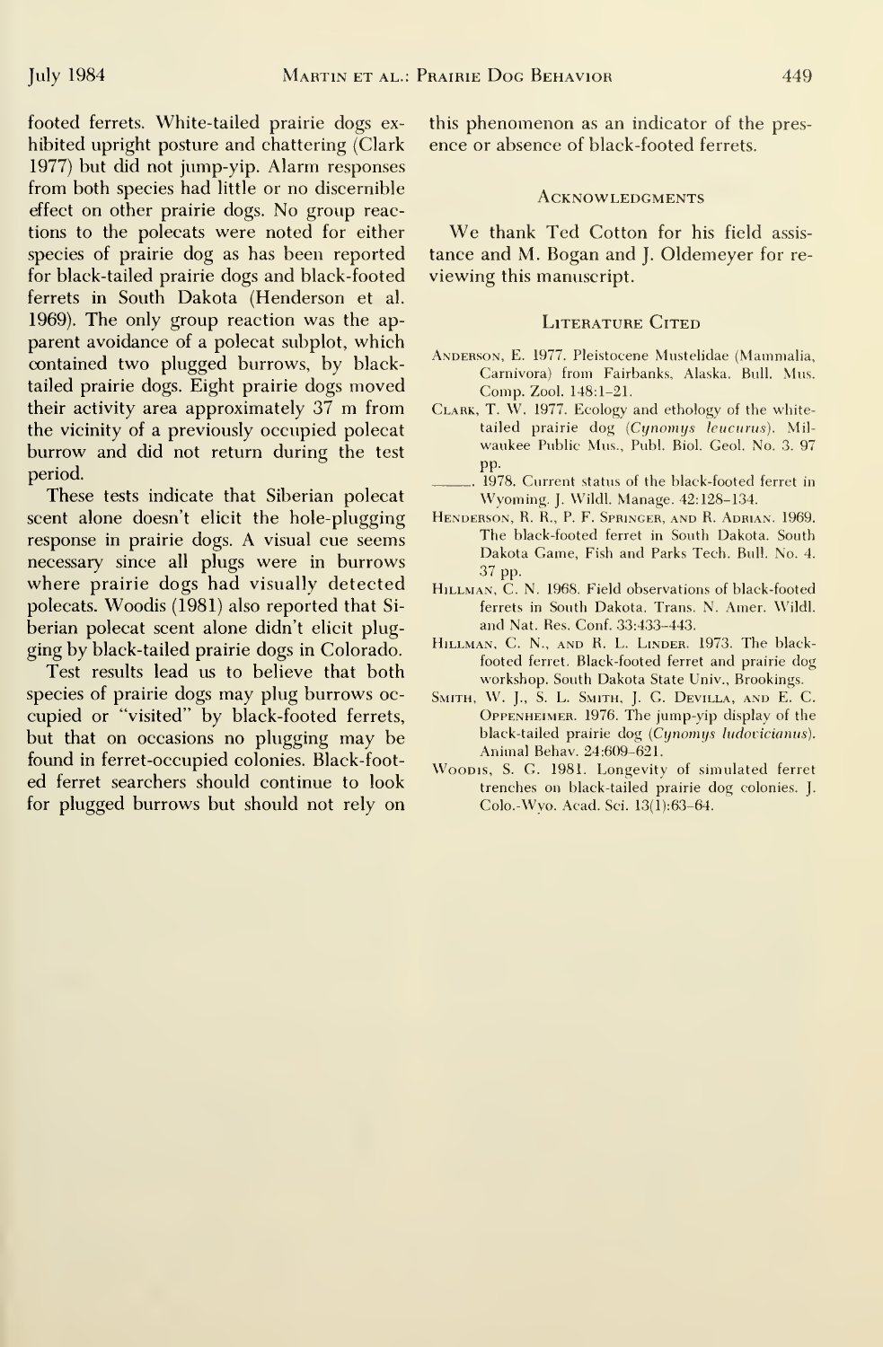footed ferrets. White-tailed prairie dogs exhibited upright posture and chattering (Clark 1977) but did not jump-yip. Alarm responses from both species had little or no discernible effect on other prairie dogs. No group reactions to the polecats were noted for either species of prairie dog as has been reported for black-tailed prairie dogs and black-footed ferrets in South Dakota (Henderson et al. 1969). The only group reaction was the apparent avoidance of a polecat subplot, which contained two plugged burrows, by black-tailed prairie dogs. Eight prairie dogs moved their activity area approximately 37 m from the vicinity of a previously occupied polecat burrow and did not return during the test period.

These tests indicate that Siberian polecat scent alone doesn't elicit the hole-plugging response in prairie dogs. A visual cue seems necessary since all plugs were in burrows where prairie dogs had visually detected polecats. Woodis (1981) also reported that Siberian polecat scent alone didn't elicit plugging by black-tailed prairie dogs in Colorado.

Test results lead us to believe that both species of prairie dogs may plug burrows occupied or "visited" by black-footed ferrets, but that on occasions no plugging may be found in ferret-occupied colonies. Black-footed ferret searchers should continue to look for plugged burrows but should not rely on this phenomenon as an indicator of the presence or absence of black-footed ferrets.

## Acknowledgments

We thank Ted Cotton for his field assistance and M. Bogan and J. Oldemeyer for reviewing this manuscript.

## Literature Cited

Anderson, E. 1977. Pleistocene Mustelidae (Mammalia, Carnivora) from Fairbanks, Alaska. Bull. Mus. Comp. Zool. 148:1–21.

Clark, T. W. 1977. Ecology and ethology of the white-tailed prairie dog (*Cynomys leucurus*). Milwaukee Public Mus., Publ. Biol. Geol. No. 3. 97 pp.

______. 1978. Current status of the black-footed ferret in Wyoming. J. Wildl. Manage. 42:128–134.

Henderson, R. R., P. F. Springer, and R. Adrian. 1969. The black-footed ferret in South Dakota. South Dakota Game, Fish and Parks Tech. Bull. No. 4. 37 pp.

Hillman, C. N. 1968. Field observations of black-footed ferrets in South Dakota. Trans. N. Amer. Wildl. and Nat. Res. Conf. 33:433–443.

Hillman, C. N., and R. L. Linder. 1973. The black-footed ferret. Black-footed ferret and prairie dog workshop. South Dakota State Univ., Brookings.

Smith, W. J., S. L. Smith, J. G. Devilla, and E. C. Oppenheimer. 1976. The jump-yip display of the black-tailed prairie dog (*Cynomys ludovicianus*). Animal Behav. 24:609–621.

Woodis, S. G. 1981. Longevity of simulated ferret trenches on black-tailed prairie dog colonies. J. Colo.-Wyo. Acad. Sci. 13(1):63–64.